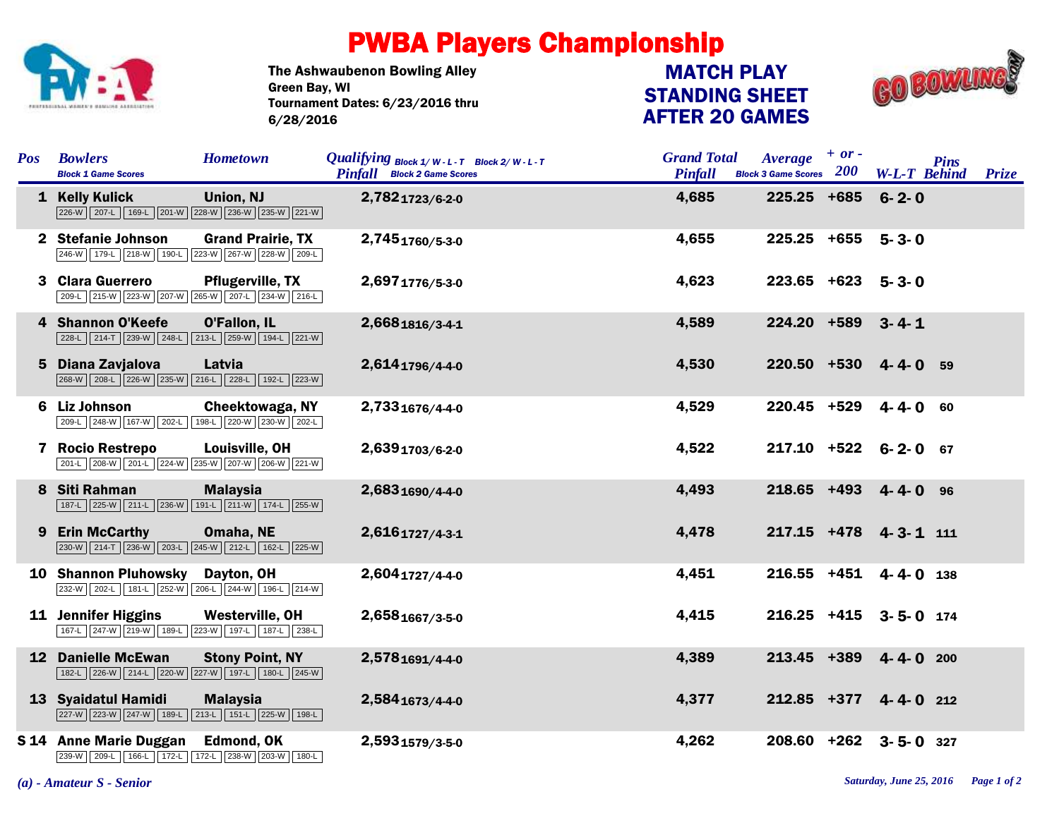# PWBA Players Championship

The Ashwaubenon Bowling Alley
Green Bay, WI
Tournament Dates: 6/23/2016 thru 6/28/2016

## MATCH PLAY STANDING SHEET AFTER 20 GAMES

| Pos | Bowlers | Hometown | Qualifying Pinfall | Block 1/ W - L - T | Block 2/ W - L - T | Grand Total Pinfall | Average | + or - 200 | W-L-T | Pins Behind | Prize |
|---|---|---|---|---|---|---|---|---|---|---|---|
| 1 | Kelly Kulick | Union, NJ | 2,782 | | 1723/6-2-0 | 4,685 | 225.25 | +685 | 6- 2- 0 | | |
| | 226-W 207-L 169-L 201-W 228-W 236-W 235-W 221-W | | | | | | | | | | |
| 2 | Stefanie Johnson | Grand Prairie, TX | 2,745 | | 1760/5-3-0 | 4,655 | 225.25 | +655 | 5- 3- 0 | | |
| | 246-W 179-L 218-W 190-L 223-W 267-W 228-W 209-L | | | | | | | | | | |
| 3 | Clara Guerrero | Pflugerville, TX | 2,697 | | 1776/5-3-0 | 4,623 | 223.65 | +623 | 5- 3- 0 | | |
| | 209-L 215-W 223-W 207-W 265-W 207-L 234-W 216-L | | | | | | | | | | |
| 4 | Shannon O'Keefe | O'Fallon, IL | 2,668 | | 1816/3-4-1 | 4,589 | 224.20 | +589 | 3- 4- 1 | | |
| | 228-L 214-T 239-W 248-L 213-L 259-W 194-L 221-W | | | | | | | | | | |
| 5 | Diana Zavjalova | Latvia | 2,614 | | 1796/4-4-0 | 4,530 | 220.50 | +530 | 4- 4- 0 | 59 | |
| | 268-W 208-L 226-W 235-W 216-L 228-L 192-L 223-W | | | | | | | | | | |
| 6 | Liz Johnson | Cheektowaga, NY | 2,733 | | 1676/4-4-0 | 4,529 | 220.45 | +529 | 4- 4- 0 | 60 | |
| | 209-L 248-W 167-W 202-L 198-L 220-W 230-W 202-L | | | | | | | | | | |
| 7 | Rocio Restrepo | Louisville, OH | 2,639 | | 1703/6-2-0 | 4,522 | 217.10 | +522 | 6- 2- 0 | 67 | |
| | 201-L 208-W 201-L 224-W 235-W 207-W 206-W 221-W | | | | | | | | | | |
| 8 | Siti Rahman | Malaysia | 2,683 | | 1690/4-4-0 | 4,493 | 218.65 | +493 | 4- 4- 0 | 96 | |
| | 187-L 225-W 211-L 236-W 191-L 211-W 174-L 255-W | | | | | | | | | | |
| 9 | Erin McCarthy | Omaha, NE | 2,616 | | 1727/4-3-1 | 4,478 | 217.15 | +478 | 4- 3- 1 | 111 | |
| | 230-W 214-T 236-W 203-L 245-W 212-L 162-L 225-W | | | | | | | | | | |
| 10 | Shannon Pluhowsky | Dayton, OH | 2,604 | | 1727/4-4-0 | 4,451 | 216.55 | +451 | 4- 4- 0 | 138 | |
| | 232-W 202-L 181-L 252-W 206-L 244-W 196-L 214-W | | | | | | | | | | |
| 11 | Jennifer Higgins | Westerville, OH | 2,658 | | 1667/3-5-0 | 4,415 | 216.25 | +415 | 3- 5- 0 | 174 | |
| | 167-L 247-W 219-W 189-L 223-W 197-L 187-L 238-L | | | | | | | | | | |
| 12 | Danielle McEwan | Stony Point, NY | 2,578 | | 1691/4-4-0 | 4,389 | 213.45 | +389 | 4- 4- 0 | 200 | |
| | 182-L 226-W 214-L 220-W 227-W 197-L 180-L 245-W | | | | | | | | | | |
| 13 | Syaidatul Hamidi | Malaysia | 2,584 | | 1673/4-4-0 | 4,377 | 212.85 | +377 | 4- 4- 0 | 212 | |
| | 227-W 223-W 247-W 189-L 213-L 151-L 225-W 198-L | | | | | | | | | | |
| S 14 | Anne Marie Duggan | Edmond, OK | 2,593 | | 1579/3-5-0 | 4,262 | 208.60 | +262 | 3- 5- 0 | 327 | |
| | 239-W 209-L 166-L 172-L 172-L 238-W 203-W 180-L | | | | | | | | | | |

*(a) - Amateur S - Senior*

*Saturday, June 25, 2016*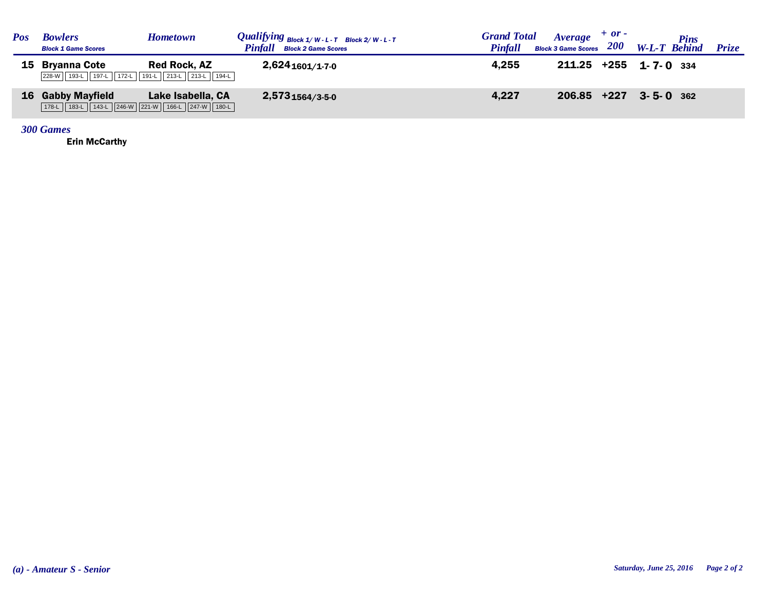| Pos | Bowlers<br>Block 1 Game Scores | Hometown | Qualifying Pinfall<br>Block 1/ W - L - T Block 2/ W - L - T<br>Block 2 Game Scores | Grand Total Pinfall | Average<br>Block 3 Game Scores | + or - 200 | W-L-T | Pins Behind | Prize |
|---|---|---|---|---|---|---|---|---|---|
| 15 | Bryanna Cote<br>228-W 193-L 197-L 172-L 191-L 213-L 213-L 194-L | Red Rock, AZ | 2,624 1601/1-7-0 | 4,255 | 211.25 | +255 | 1- 7- 0 | 334 | |
| 16 | Gabby Mayfield<br>178-L 183-L 143-L 246-W 221-W 166-L 247-W 180-L | Lake Isabella, CA | 2,573 1564/3-5-0 | 4,227 | 206.85 | +227 | 3- 5- 0 | 362 | |

*300 Games*

Erin McCarthy

*(a) - Amateur S - Senior*